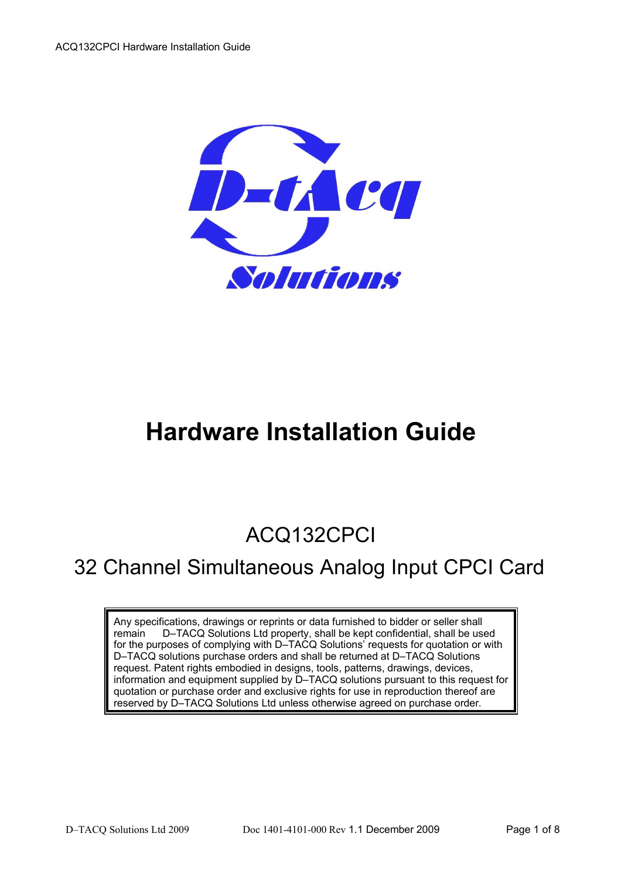# Hardware Installation Guide

## ACQ132CPCI

## 32 Channel Simultaneous Analog Input CPCI Card

Any specifications, drawings or reprints or data furnished to bidder or seller shall remain D–TACQ Solutions Ltd property, shall be kept confidential, shall be used for the purposes of complying with D–TACQ Solutions' requests for quotation or with D–TACQ solutions purchase orders and shall be returned at D–TACQ Solutions request. Patent rights embodied in designs, tools, patterns, drawings, devices, information and equipment supplied by D–TACQ solutions pursuant to this request for quotation or purchase order and exclusive rights for use in reproduction thereof are reserved by D–TACQ Solutions Ltd unless otherwise agreed on purchase order.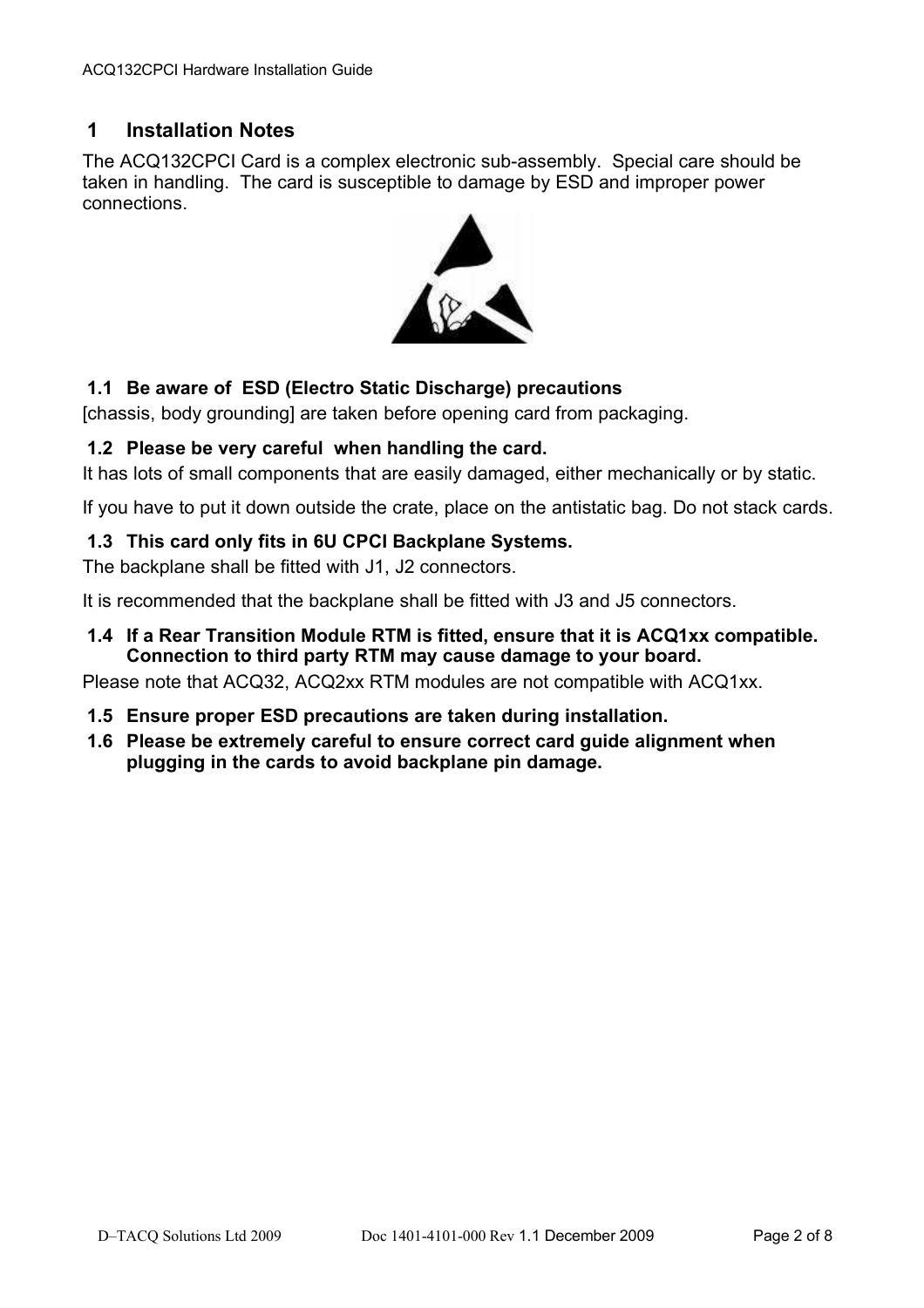# 1 Installation Notes

The ACQ132CPCI Card is a complex electronic sub-assembly. Special care should be taken in handling. The card is susceptible to damage by ESD and improper power connections.

## 1.1 Be aware of ESD (Electro Static Discharge) precautions

[chassis, body grounding] are taken before opening card from packaging.

## 1.2 Please be very careful when handling the card.

It has lots of small components that are easily damaged, either mechanically or by static.

If you have to put it down outside the crate, place on the antistatic bag. Do not stack cards.

## 1.3 This card only fits in 6U CPCI Backplane Systems.

The backplane shall be fitted with J1, J2 connectors.

It is recommended that the backplane shall be fitted with J3 and J5 connectors.

## 1.4 If a Rear Transition Module RTM is fitted, ensure that it is ACQ1xx compatible. Connection to third party RTM may cause damage to your board.

Please note that ACQ32, ACQ2xx RTM modules are not compatible with ACQ1xx.

## 1.5 Ensure proper ESD precautions are taken during installation.

## 1.6 Please be extremely careful to ensure correct card guide alignment when plugging in the cards to avoid backplane pin damage.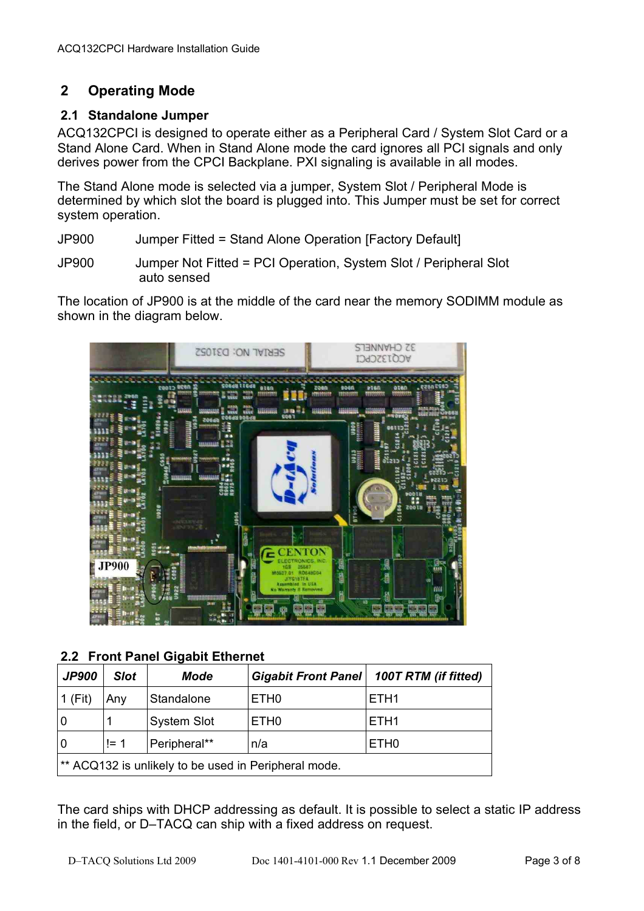## 2 Operating Mode

### 2.1 Standalone Jumper

ACQ132CPCI is designed to operate either as a Peripheral Card / System Slot Card or a Stand Alone Card. When in Stand Alone mode the card ignores all PCI signals and only derives power from the CPCI Backplane. PXI signaling is available in all modes.

The Stand Alone mode is selected via a jumper, System Slot / Peripheral Mode is determined by which slot the board is plugged into. This Jumper must be set for correct system operation.

JP900 Jumper Fitted = Stand Alone Operation [Factory Default]

JP900 Jumper Not Fitted = PCI Operation, System Slot / Peripheral Slot auto sensed

The location of JP900 is at the middle of the card near the memory SODIMM module as shown in the diagram below.

### 2.2 Front Panel Gigabit Ethernet

| *JP900* | *Slot* | *Mode* | *Gigabit Front Panel* | *100T RTM (if fitted)* |
|---|---|---|---|---|
| 1 (Fit) | Any | Standalone | ETH0 | ETH1 |
| 0 | 1 | System Slot | ETH0 | ETH1 |
| 0 | != 1 | Peripheral** | n/a | ETH0 |
| ** ACQ132 is unlikely to be used in Peripheral mode. | | | | |

The card ships with DHCP addressing as default. It is possible to select a static IP address in the field, or D–TACQ can ship with a fixed address on request.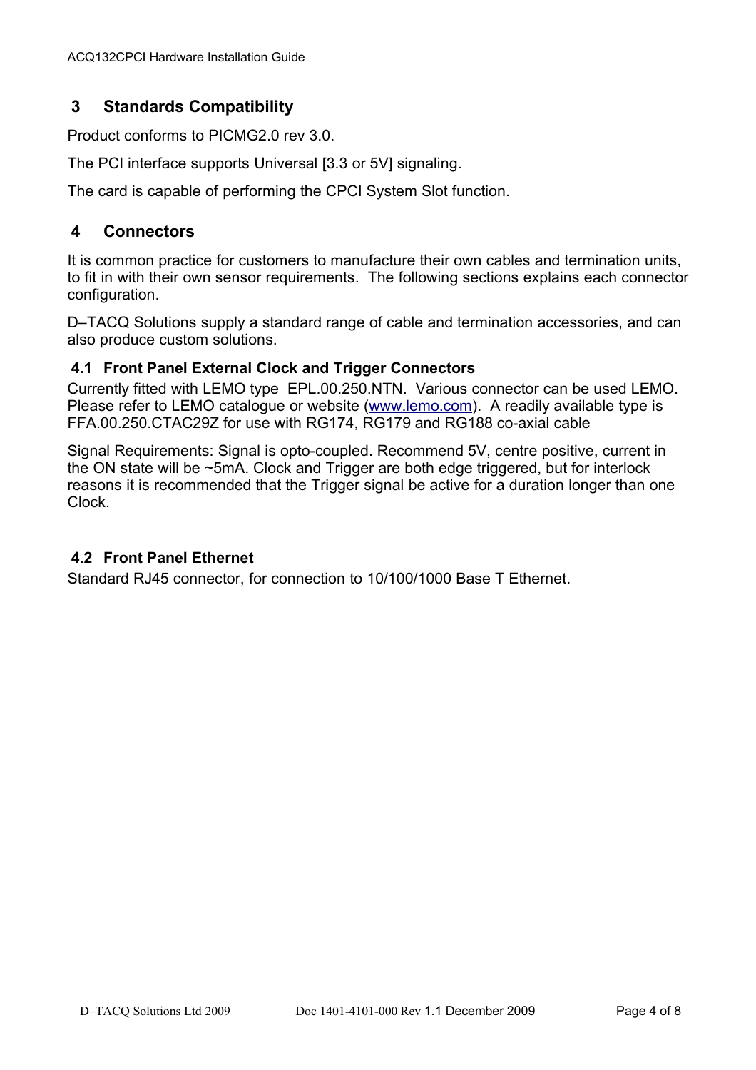## 3 Standards Compatibility

Product conforms to PICMG2.0 rev 3.0.

The PCI interface supports Universal [3.3 or 5V] signaling.

The card is capable of performing the CPCI System Slot function.

## 4 Connectors

It is common practice for customers to manufacture their own cables and termination units, to fit in with their own sensor requirements. The following sections explains each connector configuration.

D–TACQ Solutions supply a standard range of cable and termination accessories, and can also produce custom solutions.

### 4.1 Front Panel External Clock and Trigger Connectors

Currently fitted with LEMO type EPL.00.250.NTN. Various connector can be used LEMO. Please refer to LEMO catalogue or website (www.lemo.com). A readily available type is FFA.00.250.CTAC29Z for use with RG174, RG179 and RG188 co-axial cable

Signal Requirements: Signal is opto-coupled. Recommend 5V, centre positive, current in the ON state will be ~5mA. Clock and Trigger are both edge triggered, but for interlock reasons it is recommended that the Trigger signal be active for a duration longer than one Clock.

### 4.2 Front Panel Ethernet

Standard RJ45 connector, for connection to 10/100/1000 Base T Ethernet.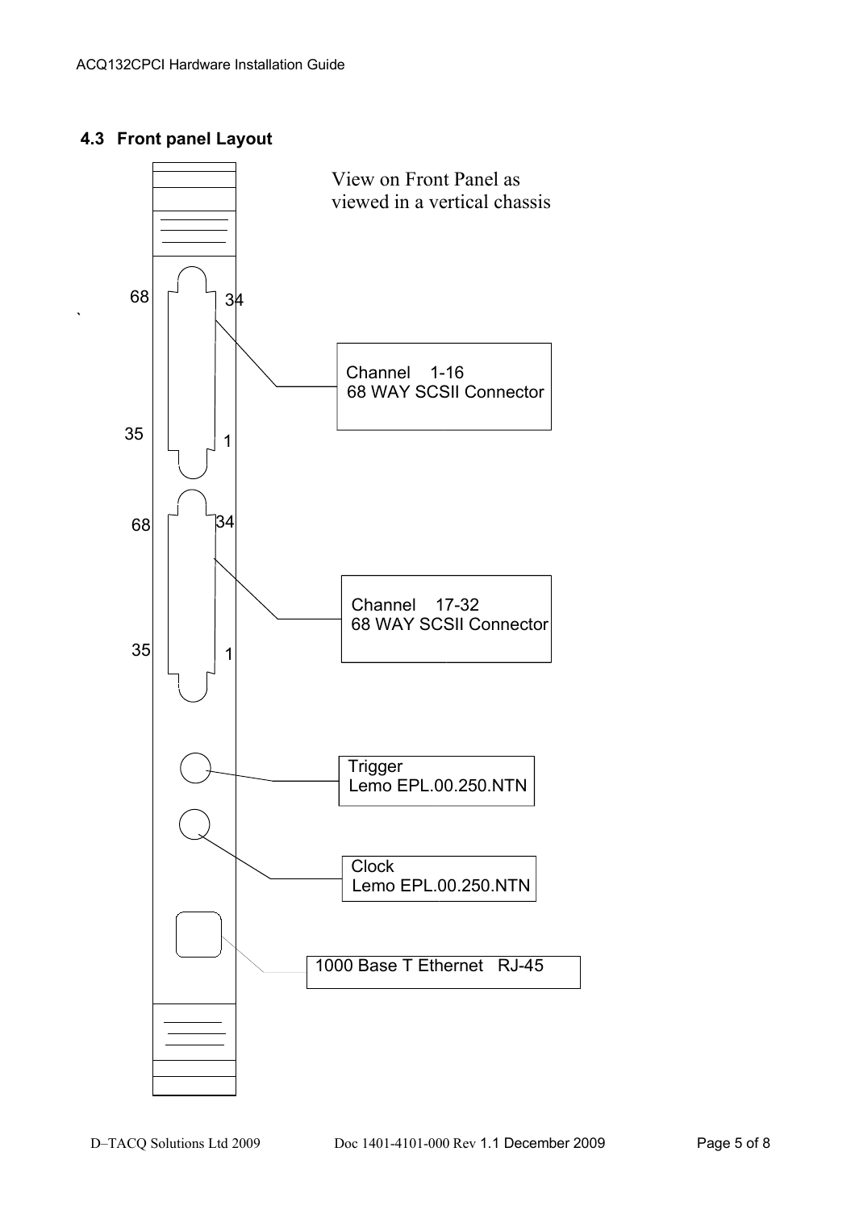## 4.3 Front panel Layout

View on Front Panel as viewed in a vertical chassis

68 34

35 1

Channel 1-16
68 WAY SCSII Connector

68 34

35 1

Channel 17-32
68 WAY SCSII Connector

Trigger
Lemo EPL.00.250.NTN

Clock
Lemo EPL.00.250.NTN

1000 Base T Ethernet RJ-45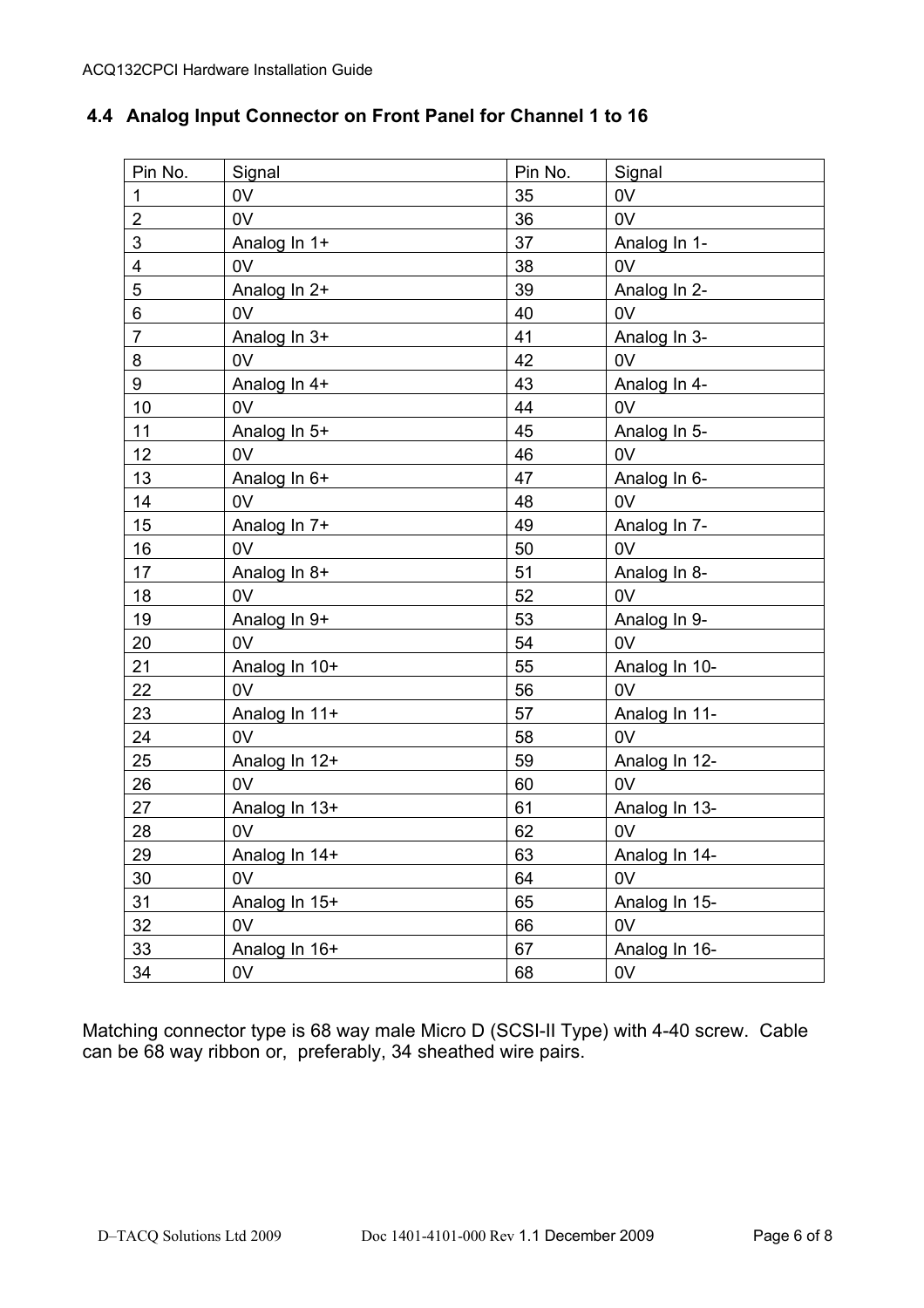## 4.4 Analog Input Connector on Front Panel for Channel 1 to 16

| Pin No. | Signal | Pin No. | Signal |
|---|---|---|---|
| 1 | 0V | 35 | 0V |
| 2 | 0V | 36 | 0V |
| 3 | Analog In 1+ | 37 | Analog In 1- |
| 4 | 0V | 38 | 0V |
| 5 | Analog In 2+ | 39 | Analog In 2- |
| 6 | 0V | 40 | 0V |
| 7 | Analog In 3+ | 41 | Analog In 3- |
| 8 | 0V | 42 | 0V |
| 9 | Analog In 4+ | 43 | Analog In 4- |
| 10 | 0V | 44 | 0V |
| 11 | Analog In 5+ | 45 | Analog In 5- |
| 12 | 0V | 46 | 0V |
| 13 | Analog In 6+ | 47 | Analog In 6- |
| 14 | 0V | 48 | 0V |
| 15 | Analog In 7+ | 49 | Analog In 7- |
| 16 | 0V | 50 | 0V |
| 17 | Analog In 8+ | 51 | Analog In 8- |
| 18 | 0V | 52 | 0V |
| 19 | Analog In 9+ | 53 | Analog In 9- |
| 20 | 0V | 54 | 0V |
| 21 | Analog In 10+ | 55 | Analog In 10- |
| 22 | 0V | 56 | 0V |
| 23 | Analog In 11+ | 57 | Analog In 11- |
| 24 | 0V | 58 | 0V |
| 25 | Analog In 12+ | 59 | Analog In 12- |
| 26 | 0V | 60 | 0V |
| 27 | Analog In 13+ | 61 | Analog In 13- |
| 28 | 0V | 62 | 0V |
| 29 | Analog In 14+ | 63 | Analog In 14- |
| 30 | 0V | 64 | 0V |
| 31 | Analog In 15+ | 65 | Analog In 15- |
| 32 | 0V | 66 | 0V |
| 33 | Analog In 16+ | 67 | Analog In 16- |
| 34 | 0V | 68 | 0V |

Matching connector type is 68 way male Micro D (SCSI-II Type) with 4-40 screw. Cable can be 68 way ribbon or, preferably, 34 sheathed wire pairs.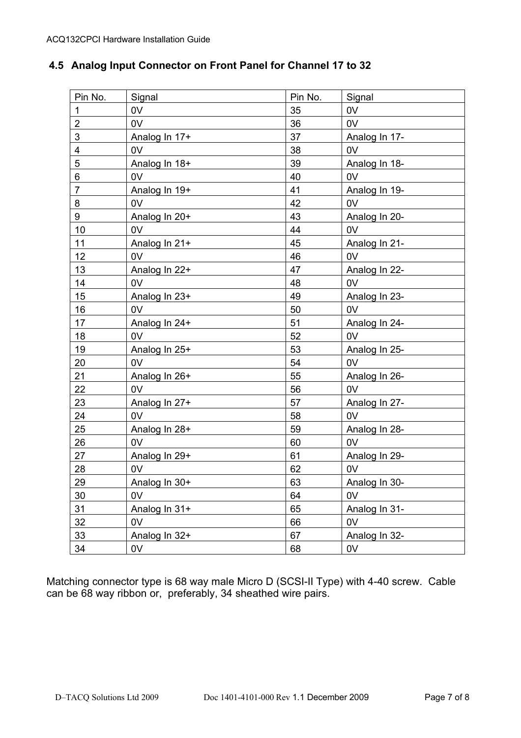## 4.5 Analog Input Connector on Front Panel for Channel 17 to 32

| Pin No. | Signal | Pin No. | Signal |
|---|---|---|---|
| 1 | 0V | 35 | 0V |
| 2 | 0V | 36 | 0V |
| 3 | Analog In 17+ | 37 | Analog In 17- |
| 4 | 0V | 38 | 0V |
| 5 | Analog In 18+ | 39 | Analog In 18- |
| 6 | 0V | 40 | 0V |
| 7 | Analog In 19+ | 41 | Analog In 19- |
| 8 | 0V | 42 | 0V |
| 9 | Analog In 20+ | 43 | Analog In 20- |
| 10 | 0V | 44 | 0V |
| 11 | Analog In 21+ | 45 | Analog In 21- |
| 12 | 0V | 46 | 0V |
| 13 | Analog In 22+ | 47 | Analog In 22- |
| 14 | 0V | 48 | 0V |
| 15 | Analog In 23+ | 49 | Analog In 23- |
| 16 | 0V | 50 | 0V |
| 17 | Analog In 24+ | 51 | Analog In 24- |
| 18 | 0V | 52 | 0V |
| 19 | Analog In 25+ | 53 | Analog In 25- |
| 20 | 0V | 54 | 0V |
| 21 | Analog In 26+ | 55 | Analog In 26- |
| 22 | 0V | 56 | 0V |
| 23 | Analog In 27+ | 57 | Analog In 27- |
| 24 | 0V | 58 | 0V |
| 25 | Analog In 28+ | 59 | Analog In 28- |
| 26 | 0V | 60 | 0V |
| 27 | Analog In 29+ | 61 | Analog In 29- |
| 28 | 0V | 62 | 0V |
| 29 | Analog In 30+ | 63 | Analog In 30- |
| 30 | 0V | 64 | 0V |
| 31 | Analog In 31+ | 65 | Analog In 31- |
| 32 | 0V | 66 | 0V |
| 33 | Analog In 32+ | 67 | Analog In 32- |
| 34 | 0V | 68 | 0V |

Matching connector type is 68 way male Micro D (SCSI-II Type) with 4-40 screw. Cable can be 68 way ribbon or, preferably, 34 sheathed wire pairs.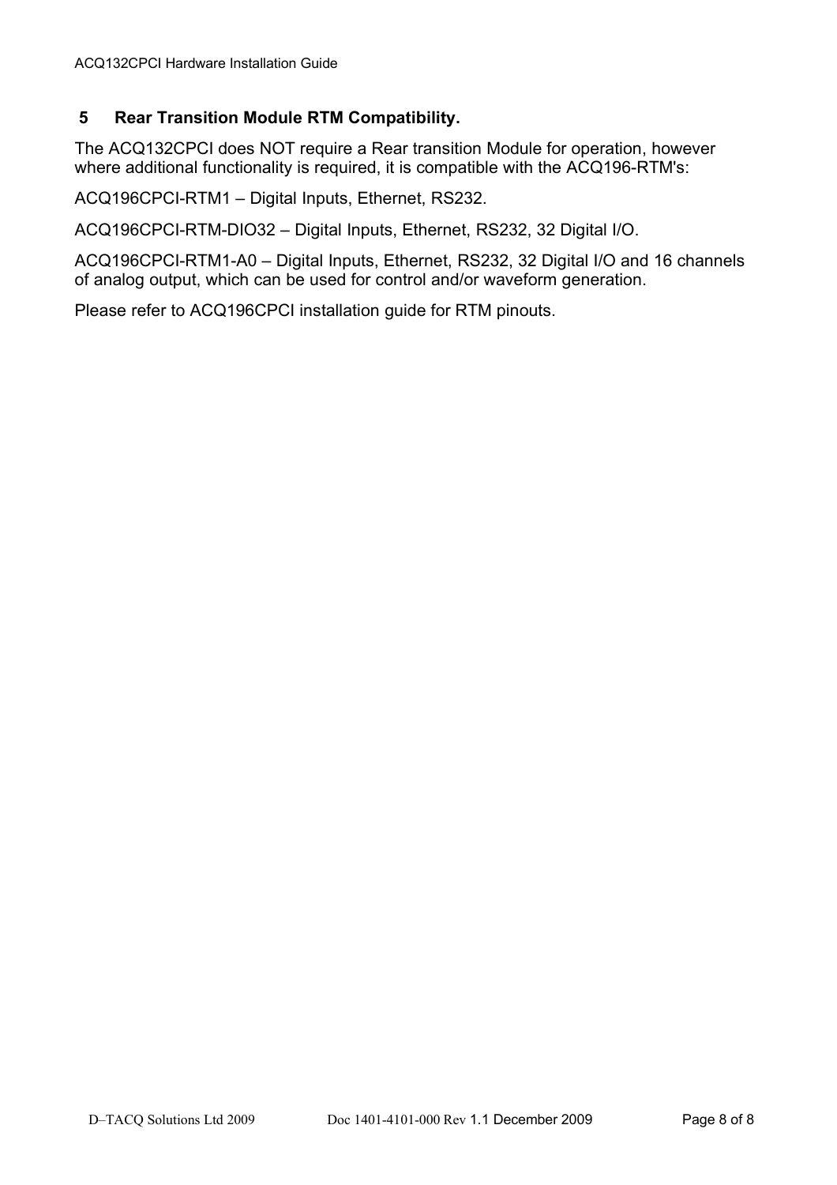## 5 Rear Transition Module RTM Compatibility.

The ACQ132CPCI does NOT require a Rear transition Module for operation, however where additional functionality is required, it is compatible with the ACQ196-RTM's:

ACQ196CPCI-RTM1 – Digital Inputs, Ethernet, RS232.

ACQ196CPCI-RTM-DIO32 – Digital Inputs, Ethernet, RS232, 32 Digital I/O.

ACQ196CPCI-RTM1-A0 – Digital Inputs, Ethernet, RS232, 32 Digital I/O and 16 channels of analog output, which can be used for control and/or waveform generation.

Please refer to ACQ196CPCI installation guide for RTM pinouts.